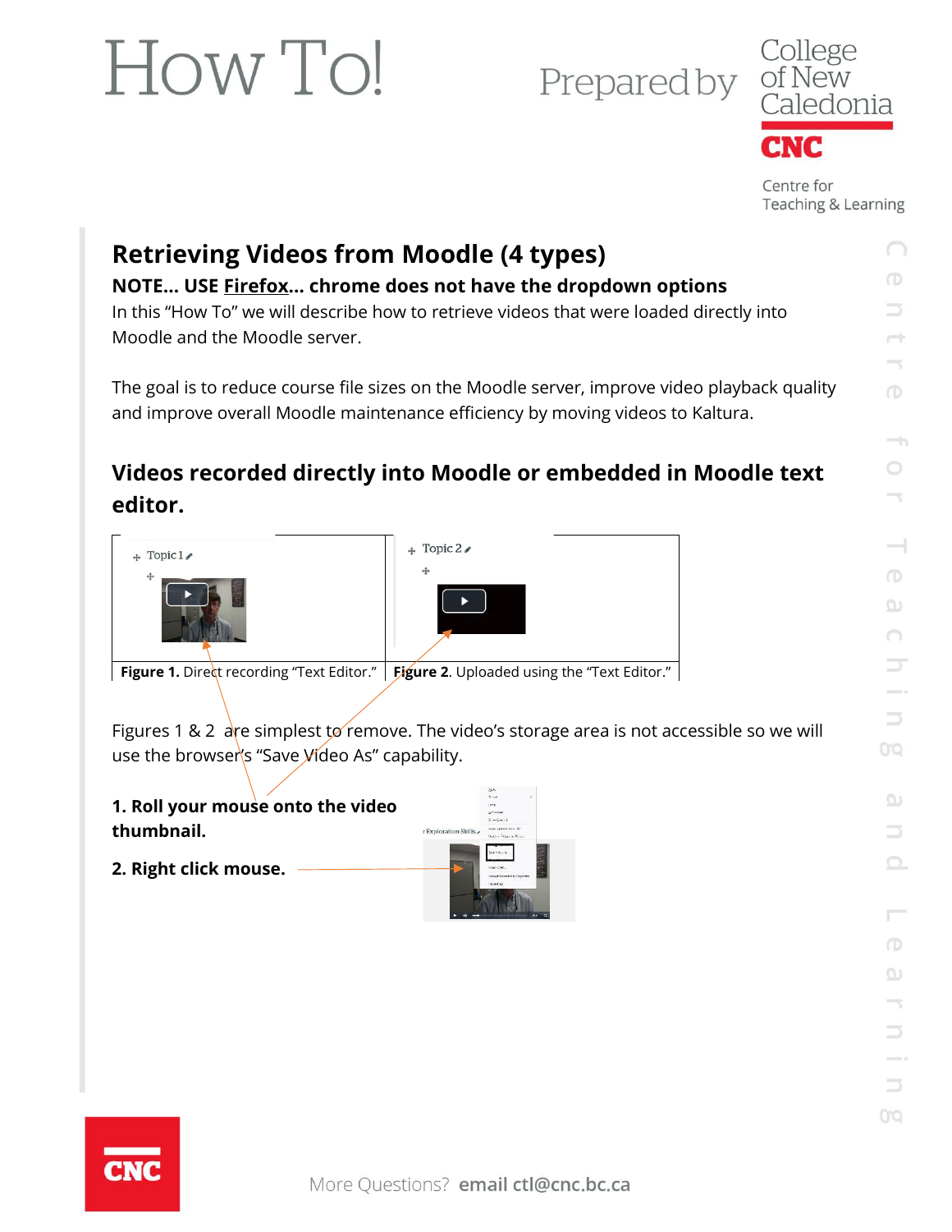# How To!

Prepared by College of New Caledonia CNC Centre for Teaching & Learning

## Retrieving Videos from Moodle (4 types)

**NOTE… USE Firefox… chrome does not have the dropdown options**

In this "How To" we will describe how to retrieve videos that were loaded directly into Moodle and the Moodle server.

The goal is to reduce course file sizes on the Moodle server, improve video playback quality and improve overall Moodle maintenance efficiency by moving videos to Kaltura.

## Videos recorded directly into Moodle or embedded in Moodle text editor.

**Figure 1.** Direct recording "Text Editor."

**Figure 2**. Uploaded using the "Text Editor."

Figures 1 & 2 are simplest to remove. The video's storage area is not accessible so we will use the browser's "Save Video As" capability.

**1. Roll your mouse onto the video thumbnail.**

**2. Right click mouse.**

More Questions? **email ctl@cnc.bc.ca**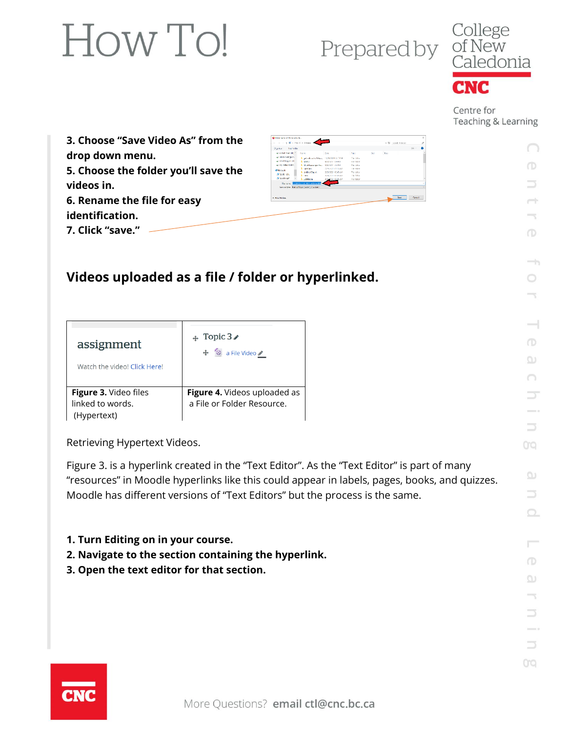**3. Choose “Save Video As” from the drop down menu.**
**5. Choose the folder you’ll save the videos in.**
**6. Rename the file for easy identification.**
**7. Click “save.”**

## Videos uploaded as a file / folder or hyperlinked.

| | |
|---|---|
| assignment<br><br>Watch the video! Click Here! | Topic 3<br><br>a File Video |
| **Figure 3.** Video files linked to words. (Hypertext) | **Figure 4.** Videos uploaded as a File or Folder Resource. |

Retrieving Hypertext Videos.

Figure 3. is a hyperlink created in the “Text Editor”. As the “Text Editor” is part of many “resources” in Moodle hyperlinks like this could appear in labels, pages, books, and quizzes. Moodle has different versions of “Text Editors” but the process is the same.

**1. Turn Editing on in your course.**
**2. Navigate to the section containing the hyperlink.**
**3. Open the text editor for that section.**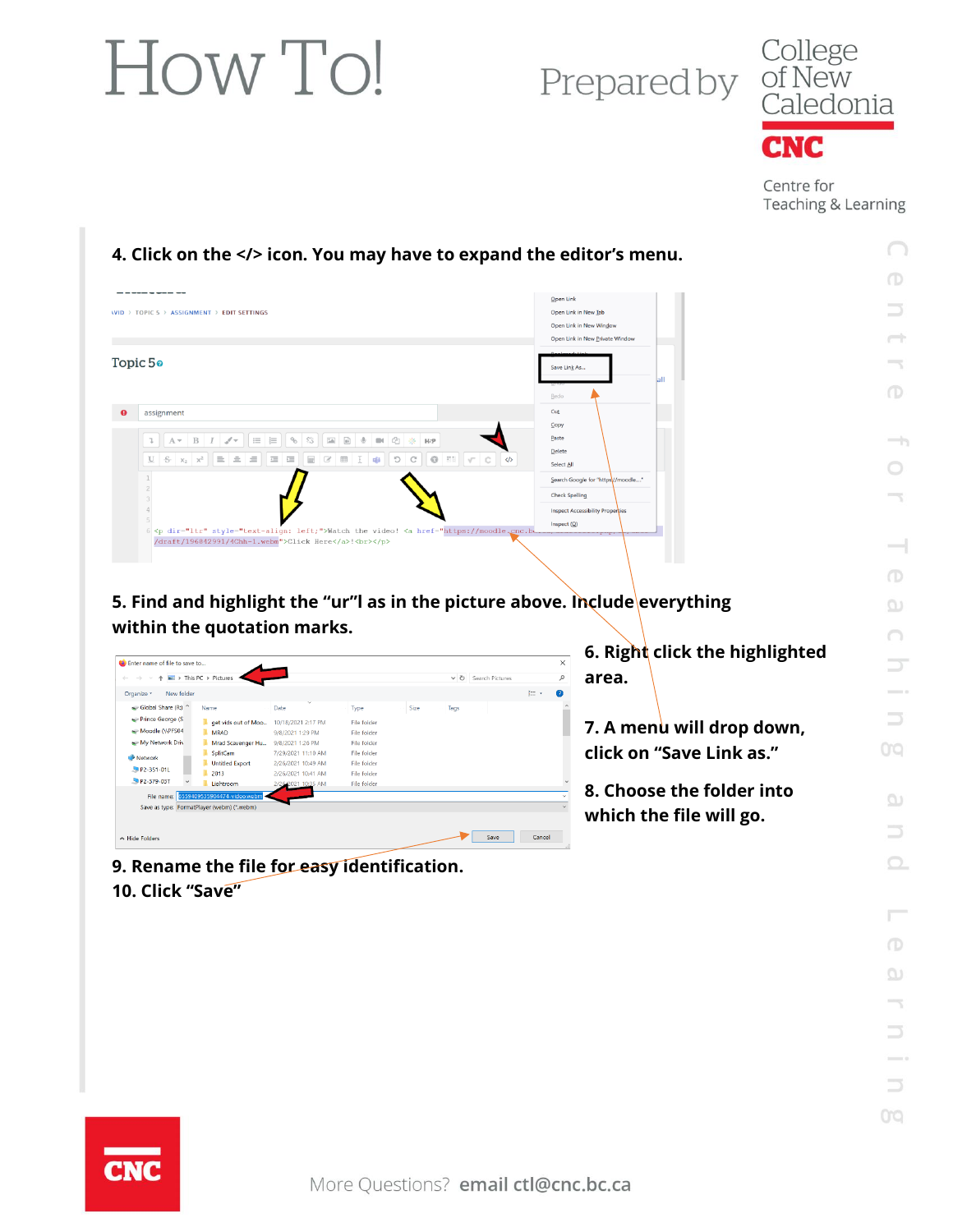4. **Click on the </> icon. You may have to expand the editor's menu.**

5. **Find and highlight the "ur"l as in the picture above. Include everything within the quotation marks.**

6. **Right click the highlighted area.**

7. **A menu will drop down, click on "Save Link as."**

8. **Choose the folder into which the file will go.**

9. **Rename the file for easy identification.**

10. **Click "Save"**

More Questions? **email ctl@cnc.bc.ca**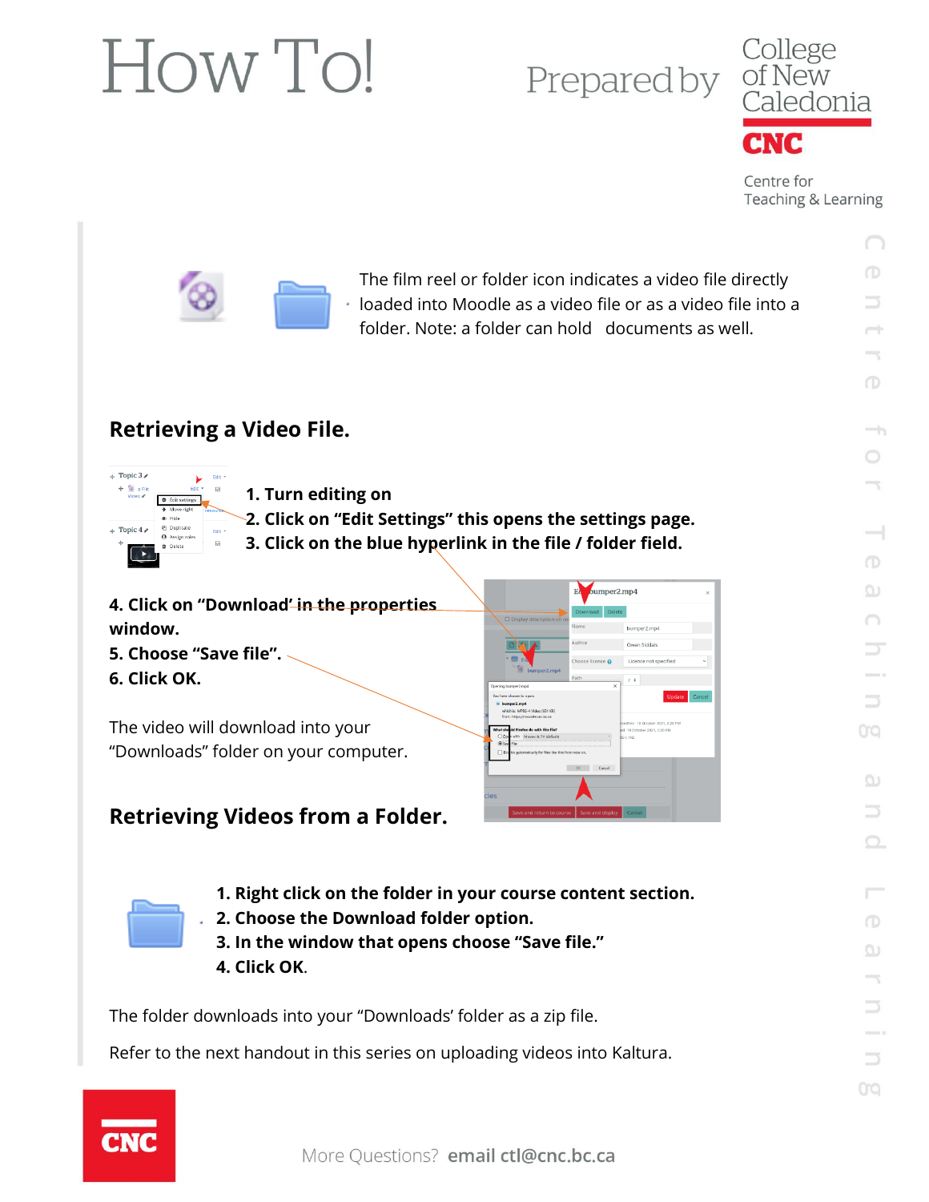# How To!

Prepared by College of New Caledonia CNC Centre for Teaching & Learning

The film reel or folder icon indicates a video file directly loaded into Moodle as a video file or as a video file into a folder. Note: a folder can hold documents as well.

## Retrieving a Video File.

**1. Turn editing on**

**2. Click on "Edit Settings" this opens the settings page.**

**3. Click on the blue hyperlink in the file / folder field.**

**4. Click on "Download' in the properties window.**

**5. Choose "Save file".**

**6. Click OK.**

The video will download into your "Downloads" folder on your computer.

## Retrieving Videos from a Folder.

**1. Right click on the folder in your course content section.**

**2. Choose the Download folder option.**

**3. In the window that opens choose "Save file."**

**4. Click OK.**

The folder downloads into your "Downloads' folder as a zip file.

Refer to the next handout in this series on uploading videos into Kaltura.

More Questions? **email ctl@cnc.bc.ca**